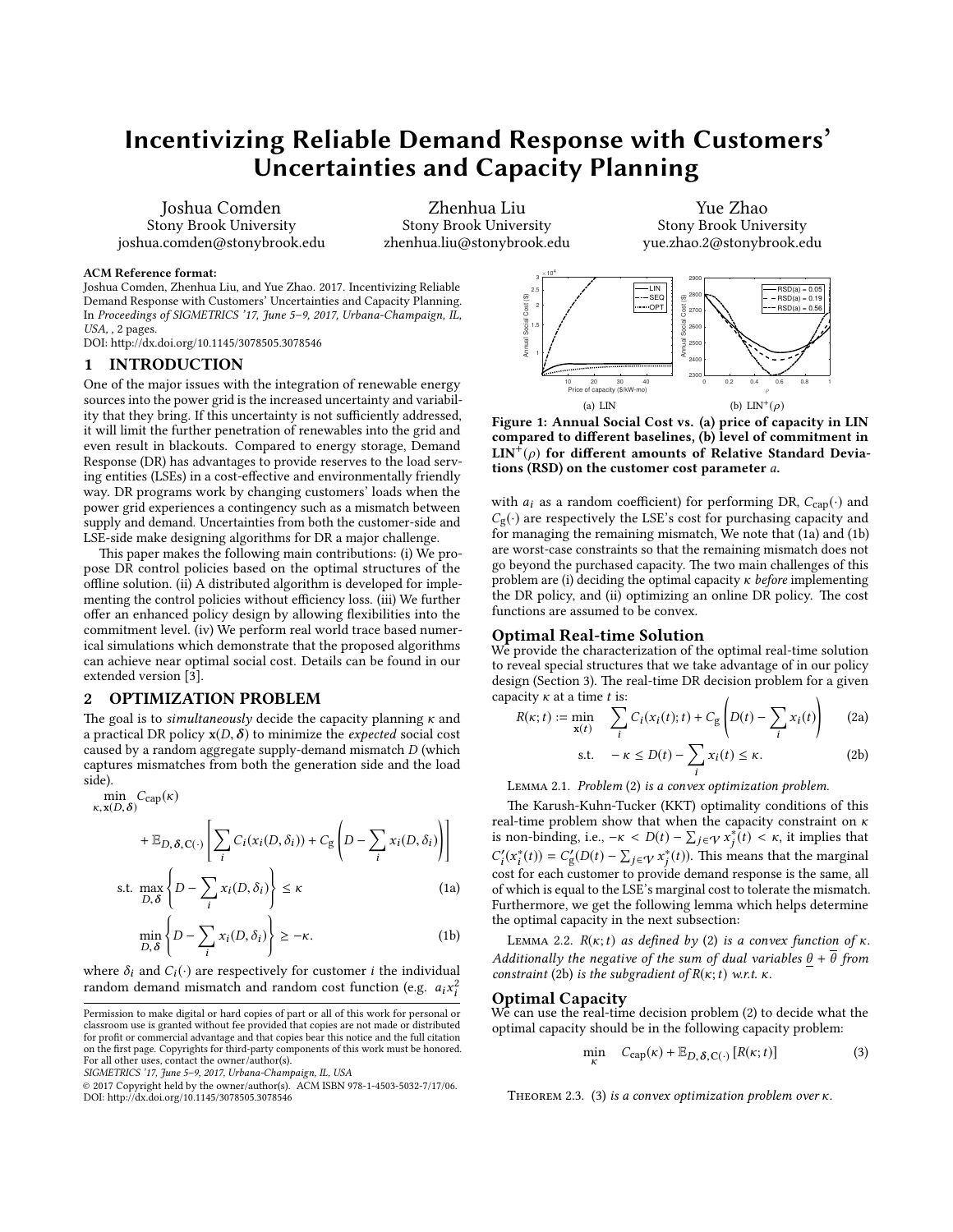# Incentivizing Reliable Demand Response with Customers' Uncertainties and Capacity Planning

Joshua Comden
Stony Brook University
joshua.comden@stonybrook.edu

Zhenhua Liu
Stony Brook University
zhenhua.liu@stonybrook.edu

Yue Zhao
Stony Brook University
yue.zhao.2@stonybrook.edu

**ACM Reference format:**
Joshua Comden, Zhenhua Liu, and Yue Zhao. 2017. Incentivizing Reliable Demand Response with Customers' Uncertainties and Capacity Planning. In *Proceedings of SIGMETRICS '17, June 5–9, 2017, Urbana-Champaign, IL, USA,* , 2 pages.
DOI: http://dx.doi.org/10.1145/3078505.3078546

## 1 INTRODUCTION

One of the major issues with the integration of renewable energy sources into the power grid is the increased uncertainty and variability that they bring. If this uncertainty is not sufficiently addressed, it will limit the further penetration of renewables into the grid and even result in blackouts. Compared to energy storage, Demand Response (DR) has advantages to provide reserves to the load serving entities (LSEs) in a cost-effective and environmentally friendly way. DR programs work by changing customers' loads when the power grid experiences a contingency such as a mismatch between supply and demand. Uncertainties from both the customer-side and LSE-side make designing algorithms for DR a major challenge.

This paper makes the following main contributions: (i) We propose DR control policies based on the optimal structures of the offline solution. (ii) A distributed algorithm is developed for implementing the control policies without efficiency loss. (iii) We further offer an enhanced policy design by allowing flexibilities into the commitment level. (iv) We perform real world trace based numerical simulations which demonstrate that the proposed algorithms can achieve near optimal social cost. Details can be found in our extended version [3].

## 2 OPTIMIZATION PROBLEM

The goal is to *simultaneously* decide the capacity planning $\kappa$ and a practical DR policy $\mathbf{x}(D, \boldsymbol{\delta})$ to minimize the *expected* social cost caused by a random aggregate supply-demand mismatch $D$ (which captures mismatches from both the generation side and the load side).

$$\min_{\kappa, \mathbf{x}(D,\boldsymbol{\delta})} C_{\text{cap}}(\kappa) + \mathbb{E}_{D,\boldsymbol{\delta},\mathbf{C}(\cdot)}\left[\sum_i C_i(x_i(D,\delta_i)) + C_{\text{g}}\left(D - \sum_i x_i(D,\delta_i)\right)\right]$$

$$\text{s.t.} \quad \max_{D,\boldsymbol{\delta}} \left\{D - \sum_i x_i(D,\delta_i)\right\} \le \kappa \tag{1a}$$

$$\min_{D,\boldsymbol{\delta}} \left\{D - \sum_i x_i(D,\delta_i)\right\} \ge -\kappa. \tag{1b}$$

where $\delta_i$ and $C_i(\cdot)$ are respectively for customer $i$ the individual random demand mismatch and random cost function (e.g. $a_i x_i^2$ with $a_i$ as a random coefficient) for performing DR, $C_{\text{cap}}(\cdot)$ and $C_{\text{g}}(\cdot)$ are respectively the LSE's cost for purchasing capacity and for managing the remaining mismatch, We note that (1a) and (1b) are worst-case constraints so that the remaining mismatch does not go beyond the purchased capacity. The two main challenges of this problem are (i) deciding the optimal capacity $\kappa$ *before* implementing the DR policy, and (ii) optimizing an online DR policy. The cost functions are assumed to be convex.

Permission to make digital or hard copies of part or all of this work for personal or classroom use is granted without fee provided that copies are not made or distributed for profit or commercial advantage and that copies bear this notice and the full citation on the first page. Copyrights for third-party components of this work must be honored. For all other uses, contact the owner/author(s).
*SIGMETRICS '17, June 5–9, 2017, Urbana-Champaign, IL, USA*
© 2017 Copyright held by the owner/author(s). ACM ISBN 978-1-4503-5032-7/17/06.
DOI: http://dx.doi.org/10.1145/3078505.3078546

(a) LIN (b) $\text{LIN}^+(\rho)$

**Figure 1: Annual Social Cost vs. (a) price of capacity in LIN compared to different baselines, (b) level of commitment in $\text{LIN}^+(\rho)$ for different amounts of Relative Standard Deviations (RSD) on the customer cost parameter $a$.**

### Optimal Real-time Solution

We provide the characterization of the optimal real-time solution to reveal special structures that we take advantage of in our policy design (Section 3). The real-time DR decision problem for a given capacity $\kappa$ at a time $t$ is:

$$R(\kappa; t) := \min_{\mathbf{x}(t)} \sum_i C_i(x_i(t); t) + C_{\text{g}}\left(D(t) - \sum_i x_i(t)\right) \tag{2a}$$

$$\text{s.t.} \quad -\kappa \le D(t) - \sum_i x_i(t) \le \kappa. \tag{2b}$$

Lemma 2.1. *Problem (2) is a convex optimization problem.*

The Karush-Kuhn-Tucker (KKT) optimality conditions of this real-time problem show that when the capacity constraint on $\kappa$ is non-binding, i.e., $-\kappa < D(t) - \sum_{j\in\mathcal{V}} x_j^*(t) < \kappa$, it implies that $C_i'(x_i^*(t)) = C_{\text{g}}'(D(t) - \sum_{j\in\mathcal{V}} x_j^*(t))$. This means that the marginal cost for each customer to provide demand response is the same, all of which is equal to the LSE's marginal cost to tolerate the mismatch. Furthermore, we get the following lemma which helps determine the optimal capacity in the next subsection:

Lemma 2.2. *$R(\kappa; t)$ as defined by (2) is a convex function of $\kappa$. Additionally the negative of the sum of dual variables $\underline{\theta} + \overline{\theta}$ from constraint (2b) is the subgradient of $R(\kappa; t)$ w.r.t. $\kappa$.*

### Optimal Capacity

We can use the real-time decision problem (2) to decide what the optimal capacity should be in the following capacity problem:

$$\min_{\kappa} \quad C_{\text{cap}}(\kappa) + \mathbb{E}_{D,\boldsymbol{\delta},\mathbf{C}(\cdot)}\left[R(\kappa; t)\right] \tag{3}$$

Theorem 2.3. *(3) is a convex optimization problem over $\kappa$.*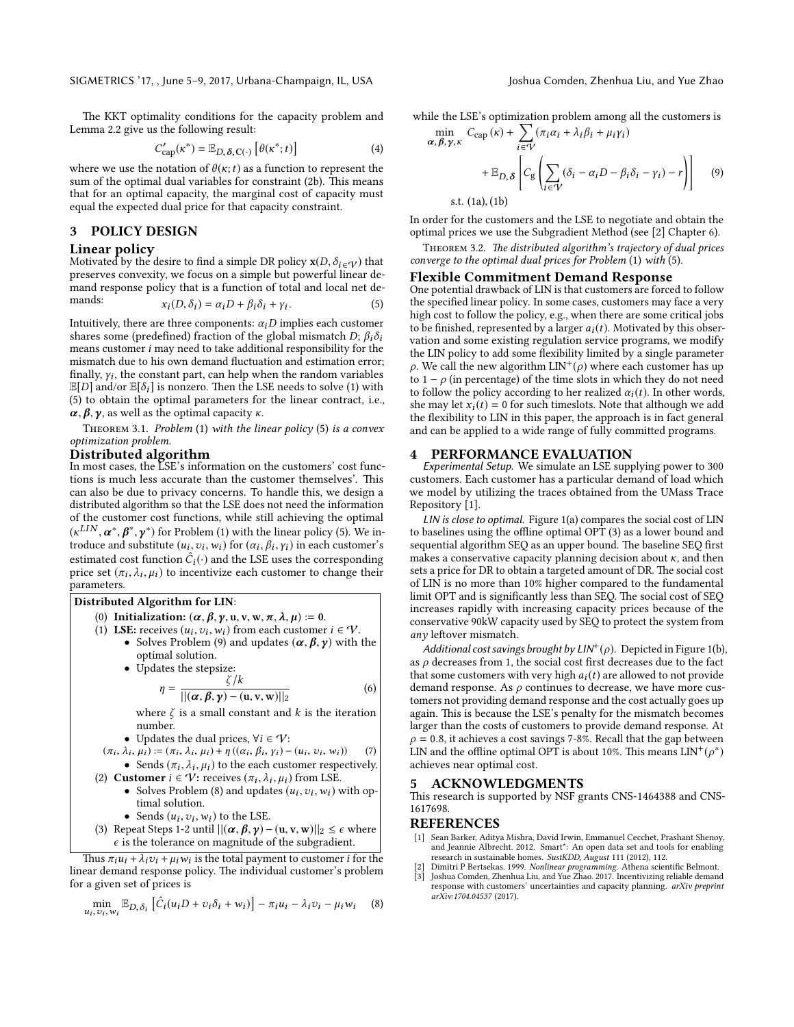The KKT optimality conditions for the capacity problem and Lemma 2.2 give us the following result:

$$C'_{\text{cap}}(\kappa^*) = \mathbb{E}_{D,\boldsymbol{\delta},\mathbf{C}(\cdot)}\left[\theta(\kappa^*;t)\right] \tag{4}$$

where we use the notation of $\theta(\kappa;t)$ as a function to represent the sum of the optimal dual variables for constraint (2b). This means that for an optimal capacity, the marginal cost of capacity must equal the expected dual price for that capacity constraint.

# 3 POLICY DESIGN

## Linear policy

Motivated by the desire to find a simple DR policy $\mathbf{x}(D, \delta_{i\in\mathcal{V}})$ that preserves convexity, we focus on a simple but powerful linear demand response policy that is a function of total and local net demands:

$$x_i(D, \delta_i) = \alpha_i D + \beta_i \delta_i + \gamma_i. \tag{5}$$

Intuitively, there are three components: $\alpha_i D$ implies each customer shares some (predefined) fraction of the global mismatch $D$; $\beta_i \delta_i$ means customer $i$ may need to take additional responsibility for the mismatch due to his own demand fluctuation and estimation error; finally, $\gamma_i$, the constant part, can help when the random variables $\mathbb{E}[D]$ and/or $\mathbb{E}[\delta_i]$ is nonzero. Then the LSE needs to solve (1) with (5) to obtain the optimal parameters for the linear contract, i.e., $\boldsymbol{\alpha}, \boldsymbol{\beta}, \boldsymbol{\gamma}$, as well as the optimal capacity $\kappa$.

Theorem 3.1. *Problem* (1) *with the linear policy* (5) *is a convex optimization problem.*

## Distributed algorithm

In most cases, the LSE's information on the customers' cost functions is much less accurate than the customer themselves'. This can also be due to privacy concerns. To handle this, we design a distributed algorithm so that the LSE does not need the information of the customer cost functions, while still achieving the optimal $(\kappa^{LIN}, \boldsymbol{\alpha}^*, \boldsymbol{\beta}^*, \boldsymbol{\gamma}^*)$ for Problem (1) with the linear policy (5). We introduce and substitute $(u_i, v_i, w_i)$ for $(\alpha_i, \beta_i, \gamma_i)$ in each customer's estimated cost function $\hat{C}_i(\cdot)$ and the LSE uses the corresponding price set $(\pi_i, \lambda_i, \mu_i)$ to incentivize each customer to change their parameters.

**Distributed Algorithm for LIN**:

(0) **Initialization:** $(\boldsymbol{\alpha}, \boldsymbol{\beta}, \boldsymbol{\gamma}, \mathbf{u}, \mathbf{v}, \mathbf{w}, \boldsymbol{\pi}, \boldsymbol{\lambda}, \boldsymbol{\mu}) := \mathbf{0}$.

(1) **LSE:** receives $(u_i, v_i, w_i)$ from each customer $i \in \mathcal{V}$.
- Solves Problem (9) and updates $(\boldsymbol{\alpha}, \boldsymbol{\beta}, \boldsymbol{\gamma})$ with the optimal solution.
- Updates the stepsize:

$$\eta = \frac{\zeta / k}{||(\boldsymbol{\alpha}, \boldsymbol{\beta}, \boldsymbol{\gamma}) - (\mathbf{u}, \mathbf{v}, \mathbf{w})||_2} \tag{6}$$

where $\zeta$ is a small constant and $k$ is the iteration number.
- Updates the dual prices, $\forall i \in \mathcal{V}$:

$$(\pi_i, \lambda_i, \mu_i) := (\pi_i, \lambda_i, \mu_i) + \eta\left((\alpha_i, \beta_i, \gamma_i) - (u_i, v_i, w_i)\right) \tag{7}$$

- Sends $(\pi_i, \lambda_i, \mu_i)$ to the each customer respectively.

(2) **Customer** $i \in \mathcal{V}$**:** receives $(\pi_i, \lambda_i, \mu_i)$ from LSE.
- Solves Problem (8) and updates $(u_i, v_i, w_i)$ with optimal solution.
- Sends $(u_i, v_i, w_i)$ to the LSE.

(3) Repeat Steps 1-2 until $||(\boldsymbol{\alpha}, \boldsymbol{\beta}, \boldsymbol{\gamma}) - (\mathbf{u}, \mathbf{v}, \mathbf{w})||_2 \le \epsilon$ where $\epsilon$ is the tolerance on magnitude of the subgradient.

Thus $\pi_i u_i + \lambda_i v_i + \mu_i w_i$ is the total payment to customer $i$ for the linear demand response policy. The individual customer's problem for a given set of prices is

$$\min_{u_i, v_i, w_i} \mathbb{E}_{D,\delta_i}\left[\hat{C}_i(u_i D + v_i \delta_i + w_i)\right] - \pi_i u_i - \lambda_i v_i - \mu_i w_i \tag{8}$$

while the LSE's optimization problem among all the customers is

$$\min_{\boldsymbol{\alpha}, \boldsymbol{\beta}, \boldsymbol{\gamma}, \kappa} \; C_{\text{cap}}(\kappa) + \sum_{i\in\mathcal{V}} (\pi_i \alpha_i + \lambda_i \beta_i + \mu_i \gamma_i) + \mathbb{E}_{D,\boldsymbol{\delta}}\left[C_{\text{g}}\left(\sum_{i\in\mathcal{V}} (\delta_i - \alpha_i D - \beta_i \delta_i - \gamma_i) - r\right)\right] \tag{9}$$

s.t. (1a), (1b)

In order for the customers and the LSE to negotiate and obtain the optimal prices we use the Subgradient Method (see [2] Chapter 6).

Theorem 3.2. *The distributed algorithm's trajectory of dual prices converge to the optimal dual prices for Problem* (1) *with* (5).

## Flexible Commitment Demand Response

One potential drawback of LIN is that customers are forced to follow the specified linear policy. In some cases, customers may face a very high cost to follow the policy, e.g., when there are some critical jobs to be finished, represented by a larger $a_i(t)$. Motivated by this observation and some existing regulation service programs, we modify the LIN policy to add some flexibility limited by a single parameter $\rho$. We call the new algorithm LIN$^+(\rho)$ where each customer has up to $1 - \rho$ (in percentage) of the time slots in which they do not need to follow the policy according to her realized $\alpha_i(t)$. In other words, she may let $x_i(t) = 0$ for such timeslots. Note that although we add the flexibility to LIN in this paper, the approach is in fact general and can be applied to a wide range of fully committed programs.

# 4 PERFORMANCE EVALUATION

*Experimental Setup.* We simulate an LSE supplying power to 300 customers. Each customer has a particular demand of load which we model by utilizing the traces obtained from the UMass Trace Repository [1].

*LIN is close to optimal.* Figure 1(a) compares the social cost of LIN to baselines using the offline optimal OPT (3) as a lower bound and sequential algorithm SEQ as an upper bound. The baseline SEQ first makes a conservative capacity planning decision about $\kappa$, and then sets a price for DR to obtain a targeted amount of DR. The social cost of LIN is no more than 10% higher compared to the fundamental limit OPT and is significantly less than SEQ. The social cost of SEQ increases rapidly with increasing capacity prices because of the conservative 90kW capacity used by SEQ to protect the system from *any* leftover mismatch.

*Additional cost savings brought by LIN$^+(\rho)$.* Depicted in Figure 1(b), as $\rho$ decreases from 1, the social cost first decreases due to the fact that some customers with very high $a_i(t)$ are allowed to not provide demand response. As $\rho$ continues to decrease, we have more customers not providing demand response and the cost actually goes up again. This is because the LSE's penalty for the mismatch becomes larger than the costs of customers to provide demand response. At $\rho = 0.8$, it achieves a cost savings 7-8%. Recall that the gap between LIN and the offline optimal OPT is about 10%. This means LIN$^+(\rho^*)$ achieves near optimal cost.

# 5 ACKNOWLEDGMENTS

This research is supported by NSF grants CNS-1464388 and CNS-1617698.

# REFERENCES

[1] Sean Barker, Aditya Mishra, David Irwin, Emmanuel Cecchet, Prashant Shenoy, and Jeannie Albrecht. 2012. Smart*: An open data set and tools for enabling research in sustainable homes. *SustKDD, August* 111 (2012), 112.

[2] Dimitri P Bertsekas. 1999. *Nonlinear programming*. Athena scientific Belmont.

[3] Joshua Comden, Zhenhua Liu, and Yue Zhao. 2017. Incentivizing reliable demand response with customers' uncertainties and capacity planning. *arXiv preprint arXiv:1704.04537* (2017).